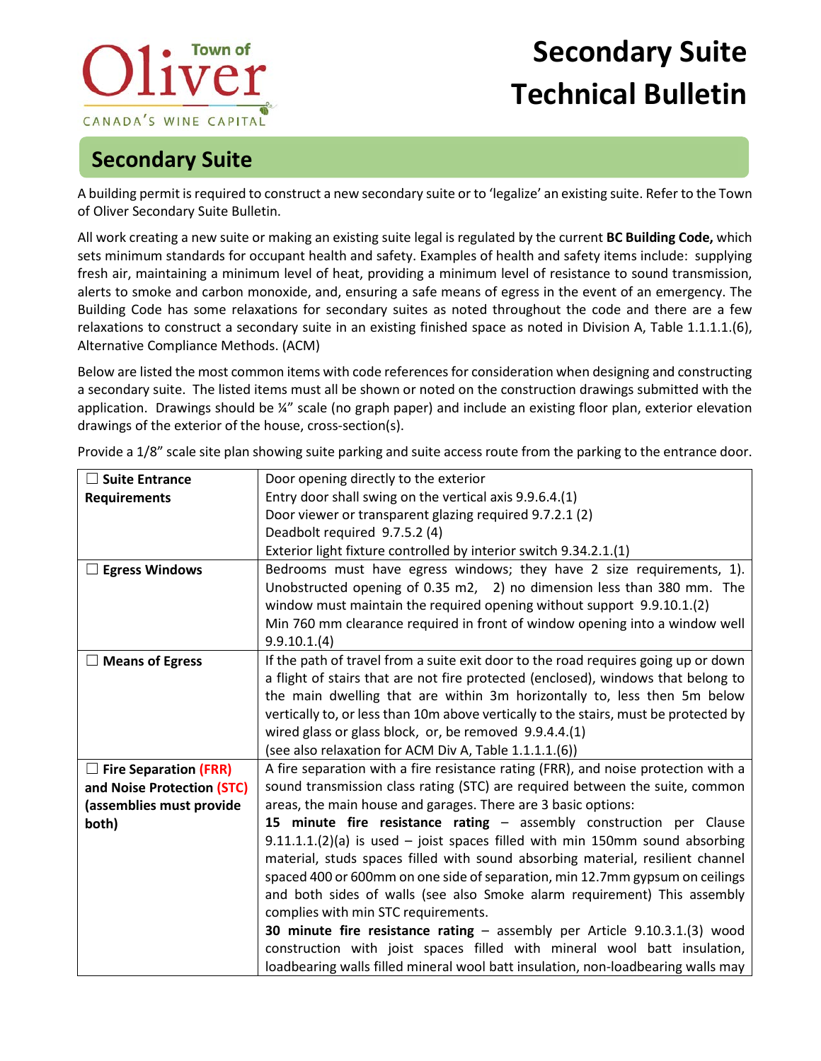# Secondary Suite Technical Bulletin

## Secondary Suite

A building permit is required to construct a new secondary suite or to 'legalize' an existing suite. Refer to the Town of Oliver Secondary Suite Bulletin.

All work creating a new suite or making an existing suite legal is regulated by the current **BC Building Code,** which sets minimum standards for occupant health and safety. Examples of health and safety items include: supplying fresh air, maintaining a minimum level of heat, providing a minimum level of resistance to sound transmission, alerts to smoke and carbon monoxide, and, ensuring a safe means of egress in the event of an emergency. The Building Code has some relaxations for secondary suites as noted throughout the code and there are a few relaxations to construct a secondary suite in an existing finished space as noted in Division A, Table 1.1.1.1.(6), Alternative Compliance Methods. (ACM)

Below are listed the most common items with code references for consideration when designing and constructing a secondary suite. The listed items must all be shown or noted on the construction drawings submitted with the application. Drawings should be ¼" scale (no graph paper) and include an existing floor plan, exterior elevation drawings of the exterior of the house, cross-section(s).

Provide a 1/8" scale site plan showing suite parking and suite access route from the parking to the entrance door.

| | |
|---|---|
| ☐ **Suite Entrance Requirements** | Door opening directly to the exterior<br>Entry door shall swing on the vertical axis 9.9.6.4.(1)<br>Door viewer or transparent glazing required 9.7.2.1 (2)<br>Deadbolt required 9.7.5.2 (4)<br>Exterior light fixture controlled by interior switch 9.34.2.1.(1) |
| ☐ **Egress Windows** | Bedrooms must have egress windows; they have 2 size requirements, 1). Unobstructed opening of 0.35 m2, 2) no dimension less than 380 mm. The window must maintain the required opening without support 9.9.10.1.(2)<br>Min 760 mm clearance required in front of window opening into a window well 9.9.10.1.(4) |
| ☐ **Means of Egress** | If the path of travel from a suite exit door to the road requires going up or down a flight of stairs that are not fire protected (enclosed), windows that belong to the main dwelling that are within 3m horizontally to, less then 5m below vertically to, or less than 10m above vertically to the stairs, must be protected by wired glass or glass block, or, be removed 9.9.4.4.(1)<br>(see also relaxation for ACM Div A, Table 1.1.1.1.(6)) |
| ☐ **Fire Separation (FRR) and Noise Protection (STC) (assemblies must provide both)** | A fire separation with a fire resistance rating (FRR), and noise protection with a sound transmission class rating (STC) are required between the suite, common areas, the main house and garages. There are 3 basic options:<br>**15 minute fire resistance rating** – assembly construction per Clause 9.11.1.1.(2)(a) is used – joist spaces filled with min 150mm sound absorbing material, studs spaces filled with sound absorbing material, resilient channel spaced 400 or 600mm on one side of separation, min 12.7mm gypsum on ceilings and both sides of walls (see also Smoke alarm requirement) This assembly complies with min STC requirements.<br>**30 minute fire resistance rating** – assembly per Article 9.10.3.1.(3) wood construction with joist spaces filled with mineral wool batt insulation, loadbearing walls filled mineral wool batt insulation, non-loadbearing walls may |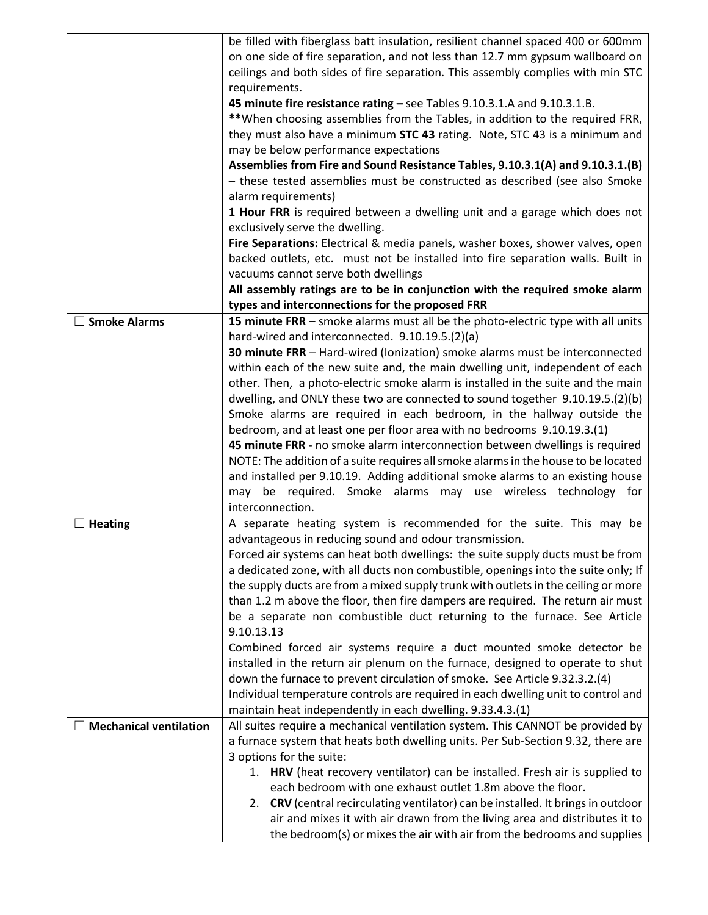| | |
|---|---|
| | be filled with fiberglass batt insulation, resilient channel spaced 400 or 600mm on one side of fire separation, and not less than 12.7 mm gypsum wallboard on ceilings and both sides of fire separation. This assembly complies with min STC requirements.<br>**45 minute fire resistance rating –** see Tables 9.10.3.1.A and 9.10.3.1.B.<br>**When choosing assemblies from the Tables, in addition to the required FRR, they must also have a minimum **STC 43** rating. Note, STC 43 is a minimum and may be below performance expectations<br>**Assemblies from Fire and Sound Resistance Tables, 9.10.3.1(A) and 9.10.3.1.(B)** – these tested assemblies must be constructed as described (see also Smoke alarm requirements)<br>**1 Hour FRR** is required between a dwelling unit and a garage which does not exclusively serve the dwelling.<br>**Fire Separations:** Electrical & media panels, washer boxes, shower valves, open backed outlets, etc. must not be installed into fire separation walls. Built in vacuums cannot serve both dwellings<br>**All assembly ratings are to be in conjunction with the required smoke alarm types and interconnections for the proposed FRR** |
| ☐ **Smoke Alarms** | **15 minute FRR** – smoke alarms must all be the photo-electric type with all units hard-wired and interconnected. 9.10.19.5.(2)(a)<br>**30 minute FRR** – Hard-wired (Ionization) smoke alarms must be interconnected within each of the new suite and, the main dwelling unit, independent of each other. Then, a photo-electric smoke alarm is installed in the suite and the main dwelling, and ONLY these two are connected to sound together 9.10.19.5.(2)(b)<br>Smoke alarms are required in each bedroom, in the hallway outside the bedroom, and at least one per floor area with no bedrooms 9.10.19.3.(1)<br>**45 minute FRR** - no smoke alarm interconnection between dwellings is required<br>NOTE: The addition of a suite requires all smoke alarms in the house to be located and installed per 9.10.19. Adding additional smoke alarms to an existing house may be required. Smoke alarms may use wireless technology for interconnection. |
| ☐ **Heating** | A separate heating system is recommended for the suite. This may be advantageous in reducing sound and odour transmission.<br>Forced air systems can heat both dwellings: the suite supply ducts must be from a dedicated zone, with all ducts non combustible, openings into the suite only; If the supply ducts are from a mixed supply trunk with outlets in the ceiling or more than 1.2 m above the floor, then fire dampers are required. The return air must be a separate non combustible duct returning to the furnace. See Article 9.10.13.13<br>Combined forced air systems require a duct mounted smoke detector be installed in the return air plenum on the furnace, designed to operate to shut down the furnace to prevent circulation of smoke. See Article 9.32.3.2.(4)<br>Individual temperature controls are required in each dwelling unit to control and maintain heat independently in each dwelling. 9.33.4.3.(1) |
| ☐ **Mechanical ventilation** | All suites require a mechanical ventilation system. This CANNOT be provided by a furnace system that heats both dwelling units. Per Sub-Section 9.32, there are 3 options for the suite:<br>1. **HRV** (heat recovery ventilator) can be installed. Fresh air is supplied to each bedroom with one exhaust outlet 1.8m above the floor.<br>2. **CRV** (central recirculating ventilator) can be installed. It brings in outdoor air and mixes it with air drawn from the living area and distributes it to the bedroom(s) or mixes the air with air from the bedrooms and supplies |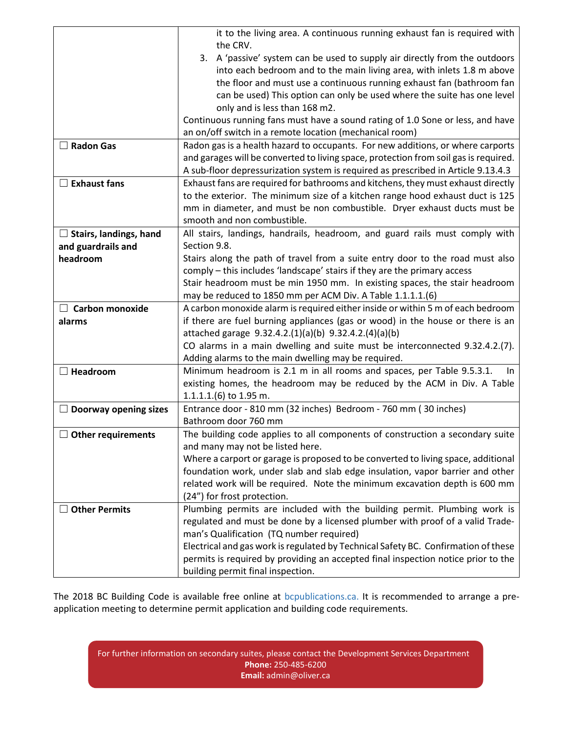| | |
|---|---|
| | it to the living area. A continuous running exhaust fan is required with the CRV.<br>3. A 'passive' system can be used to supply air directly from the outdoors into each bedroom and to the main living area, with inlets 1.8 m above the floor and must use a continuous running exhaust fan (bathroom fan can be used) This option can only be used where the suite has one level only and is less than 168 m2.<br>Continuous running fans must have a sound rating of 1.0 Sone or less, and have an on/off switch in a remote location (mechanical room) |
| ☐ **Radon Gas** | Radon gas is a health hazard to occupants. For new additions, or where carports and garages will be converted to living space, protection from soil gas is required. A sub-floor depressurization system is required as prescribed in Article 9.13.4.3 |
| ☐ **Exhaust fans** | Exhaust fans are required for bathrooms and kitchens, they must exhaust directly to the exterior. The minimum size of a kitchen range hood exhaust duct is 125 mm in diameter, and must be non combustible. Dryer exhaust ducts must be smooth and non combustible. |
| ☐ **Stairs, landings, hand and guardrails and headroom** | All stairs, landings, handrails, headroom, and guard rails must comply with Section 9.8.<br>Stairs along the path of travel from a suite entry door to the road must also comply – this includes 'landscape' stairs if they are the primary access<br>Stair headroom must be min 1950 mm. In existing spaces, the stair headroom may be reduced to 1850 mm per ACM Div. A Table 1.1.1.1.(6) |
| ☐ **Carbon monoxide alarms** | A carbon monoxide alarm is required either inside or within 5 m of each bedroom if there are fuel burning appliances (gas or wood) in the house or there is an attached garage 9.32.4.2.(1)(a)(b) 9.32.4.2.(4)(a)(b)<br>CO alarms in a main dwelling and suite must be interconnected 9.32.4.2.(7). Adding alarms to the main dwelling may be required. |
| ☐ **Headroom** | Minimum headroom is 2.1 m in all rooms and spaces, per Table 9.5.3.1. In existing homes, the headroom may be reduced by the ACM in Div. A Table 1.1.1.1.(6) to 1.95 m. |
| ☐ **Doorway opening sizes** | Entrance door - 810 mm (32 inches) Bedroom - 760 mm ( 30 inches)<br>Bathroom door 760 mm |
| ☐ **Other requirements** | The building code applies to all components of construction a secondary suite and many may not be listed here.<br>Where a carport or garage is proposed to be converted to living space, additional foundation work, under slab and slab edge insulation, vapor barrier and other related work will be required. Note the minimum excavation depth is 600 mm (24") for frost protection. |
| ☐ **Other Permits** | Plumbing permits are included with the building permit. Plumbing work is regulated and must be done by a licensed plumber with proof of a valid Trade-man's Qualification (TQ number required)<br>Electrical and gas work is regulated by Technical Safety BC. Confirmation of these permits is required by providing an accepted final inspection notice prior to the building permit final inspection. |

The 2018 BC Building Code is available free online at bcpublications.ca. It is recommended to arrange a pre-application meeting to determine permit application and building code requirements.

For further information on secondary suites, please contact the Development Services Department
**Phone:** 250-485-6200
**Email:** admin@oliver.ca